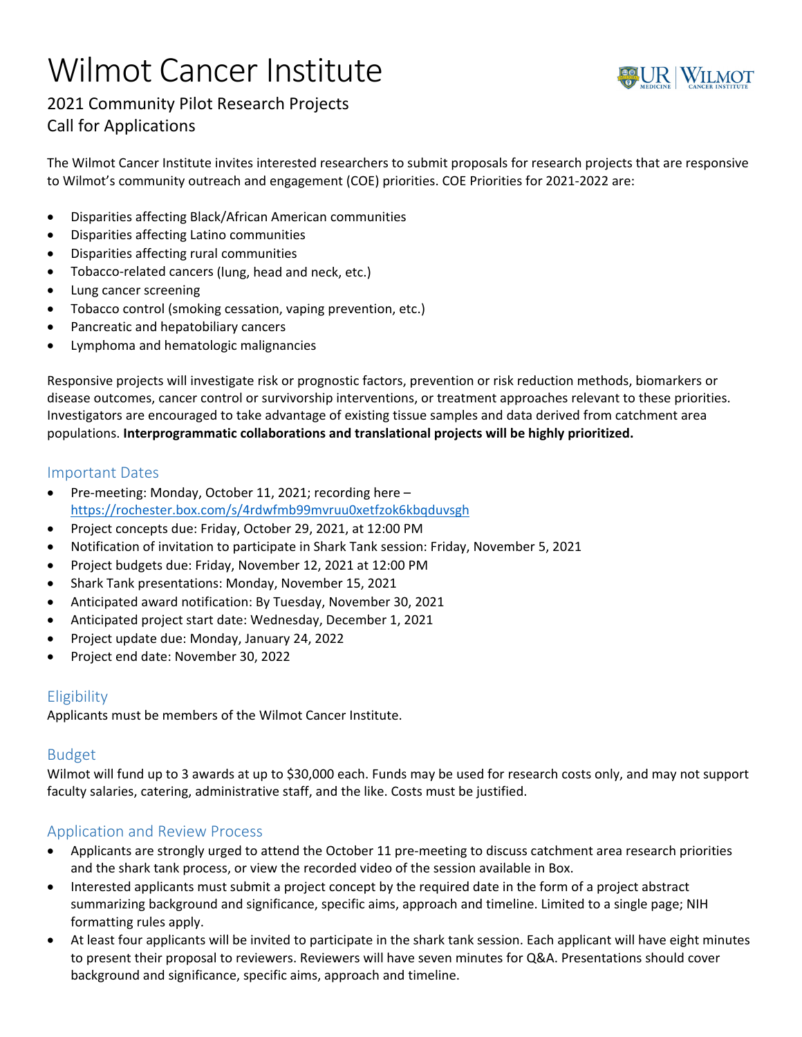# Wilmot Cancer Institute

## 2021 Community Pilot Research Projects
## Call for Applications

The Wilmot Cancer Institute invites interested researchers to submit proposals for research projects that are responsive to Wilmot's community outreach and engagement (COE) priorities. COE Priorities for 2021-2022 are:

- Disparities affecting Black/African American communities
- Disparities affecting Latino communities
- Disparities affecting rural communities
- Tobacco-related cancers (lung, head and neck, etc.)
- Lung cancer screening
- Tobacco control (smoking cessation, vaping prevention, etc.)
- Pancreatic and hepatobiliary cancers
- Lymphoma and hematologic malignancies

Responsive projects will investigate risk or prognostic factors, prevention or risk reduction methods, biomarkers or disease outcomes, cancer control or survivorship interventions, or treatment approaches relevant to these priorities. Investigators are encouraged to take advantage of existing tissue samples and data derived from catchment area populations. **Interprogrammatic collaborations and translational projects will be highly prioritized.**

### Important Dates

- Pre-meeting: Monday, October 11, 2021; recording here – https://rochester.box.com/s/4rdwfmb99mvruu0xetfzok6kbqduvsgh
- Project concepts due: Friday, October 29, 2021, at 12:00 PM
- Notification of invitation to participate in Shark Tank session: Friday, November 5, 2021
- Project budgets due: Friday, November 12, 2021 at 12:00 PM
- Shark Tank presentations: Monday, November 15, 2021
- Anticipated award notification: By Tuesday, November 30, 2021
- Anticipated project start date: Wednesday, December 1, 2021
- Project update due: Monday, January 24, 2022
- Project end date: November 30, 2022

### Eligibility

Applicants must be members of the Wilmot Cancer Institute.

### Budget

Wilmot will fund up to 3 awards at up to $30,000 each. Funds may be used for research costs only, and may not support faculty salaries, catering, administrative staff, and the like. Costs must be justified.

### Application and Review Process

- Applicants are strongly urged to attend the October 11 pre-meeting to discuss catchment area research priorities and the shark tank process, or view the recorded video of the session available in Box.
- Interested applicants must submit a project concept by the required date in the form of a project abstract summarizing background and significance, specific aims, approach and timeline. Limited to a single page; NIH formatting rules apply.
- At least four applicants will be invited to participate in the shark tank session. Each applicant will have eight minutes to present their proposal to reviewers. Reviewers will have seven minutes for Q&A. Presentations should cover background and significance, specific aims, approach and timeline.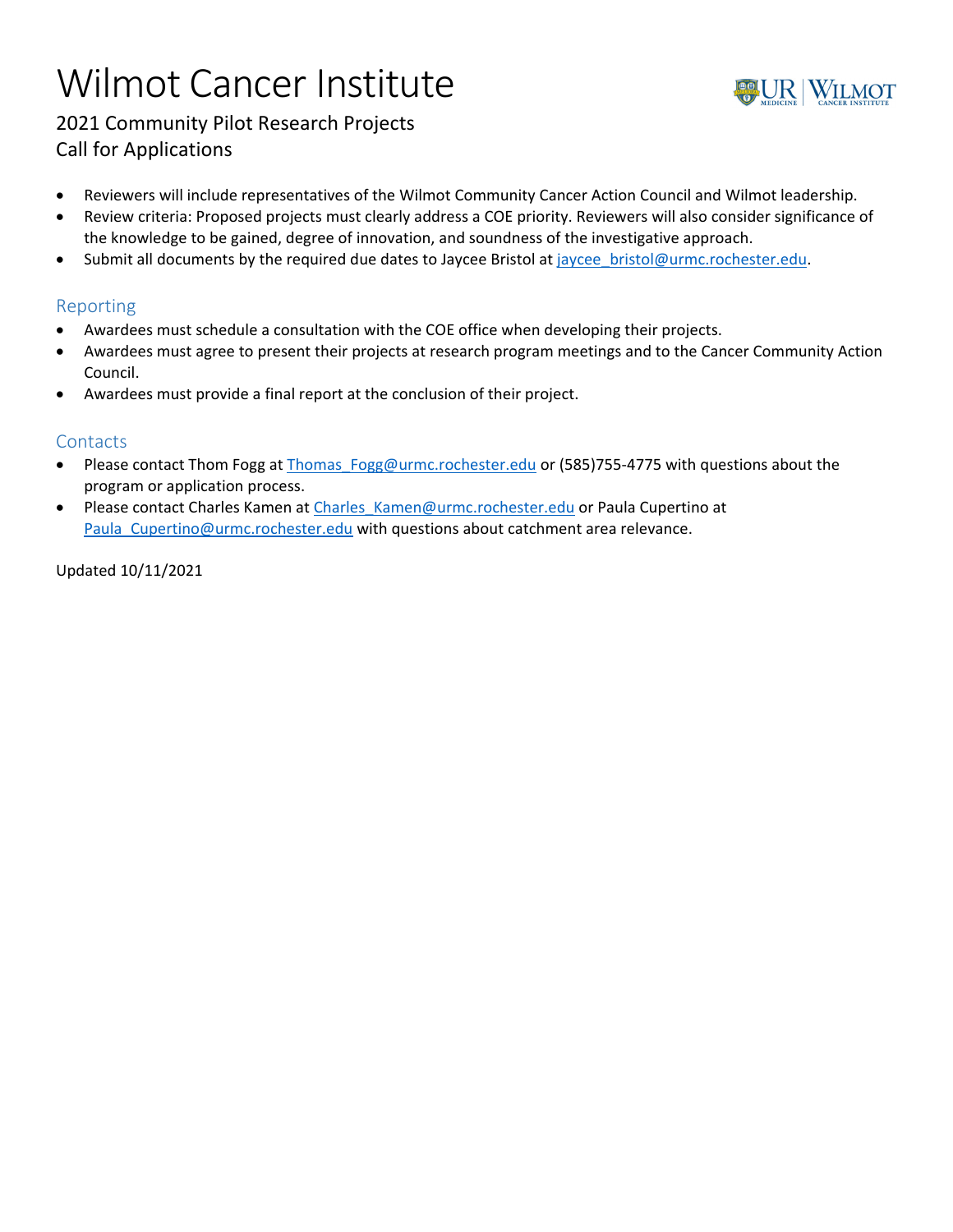# Wilmot Cancer Institute

2021 Community Pilot Research Projects
Call for Applications

- Reviewers will include representatives of the Wilmot Community Cancer Action Council and Wilmot leadership.
- Review criteria: Proposed projects must clearly address a COE priority. Reviewers will also consider significance of the knowledge to be gained, degree of innovation, and soundness of the investigative approach.
- Submit all documents by the required due dates to Jaycee Bristol at jaycee_bristol@urmc.rochester.edu.

## Reporting

- Awardees must schedule a consultation with the COE office when developing their projects.
- Awardees must agree to present their projects at research program meetings and to the Cancer Community Action Council.
- Awardees must provide a final report at the conclusion of their project.

## Contacts

- Please contact Thom Fogg at Thomas_Fogg@urmc.rochester.edu or (585)755-4775 with questions about the program or application process.
- Please contact Charles Kamen at Charles_Kamen@urmc.rochester.edu or Paula Cupertino at Paula_Cupertino@urmc.rochester.edu with questions about catchment area relevance.

Updated 10/11/2021